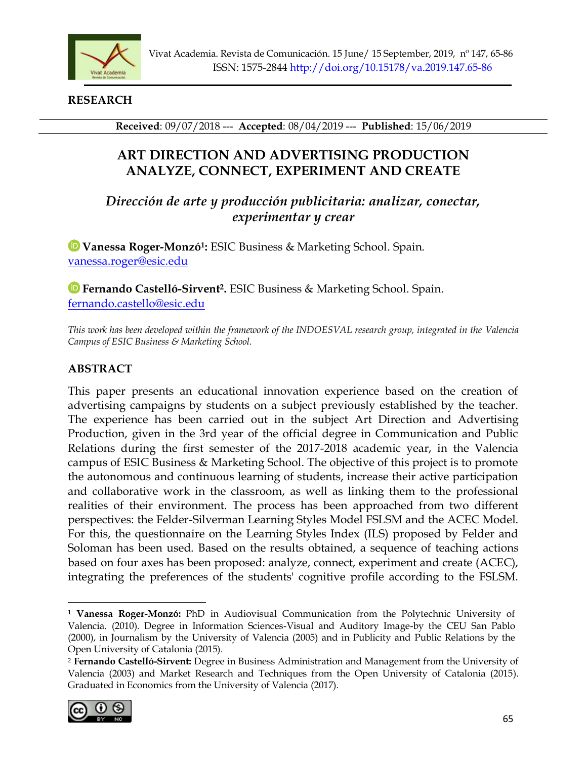**RESEARCH**

**Received**: 09/07/2018 --- **Accepted**: 08/04/2019 --- **Published**: 15/06/2019

# ART DIRECTION AND ADVERTISING PRODUCTION ANALYZE, CONNECT, EXPERIMENT AND CREATE

## *Dirección de arte y producción publicitaria: analizar, conectar, experimentar y crear*

**Vanessa Roger-Monzó[1]:** ESIC Business & Marketing School. Spain.
vanessa.roger@esic.edu

**Fernando Castelló-Sirvent[2].** ESIC Business & Marketing School. Spain.
fernando.castello@esic.edu

*This work has been developed within the framework of the INDOESVAL research group, integrated in the Valencia Campus of ESIC Business & Marketing School.*

## ABSTRACT

This paper presents an educational innovation experience based on the creation of advertising campaigns by students on a subject previously established by the teacher. The experience has been carried out in the subject Art Direction and Advertising Production, given in the 3rd year of the official degree in Communication and Public Relations during the first semester of the 2017-2018 academic year, in the Valencia campus of ESIC Business & Marketing School. The objective of this project is to promote the autonomous and continuous learning of students, increase their active participation and collaborative work in the classroom, as well as linking them to the professional realities of their environment. The process has been approached from two different perspectives: the Felder-Silverman Learning Styles Model FSLSM and the ACEC Model. For this, the questionnaire on the Learning Styles Index (ILS) proposed by Felder and Soloman has been used. Based on the results obtained, a sequence of teaching actions based on four axes has been proposed: analyze, connect, experiment and create (ACEC), integrating the preferences of the students' cognitive profile according to the FSLSM.

---

[1] **Vanessa Roger-Monzó:** PhD in Audiovisual Communication from the Polytechnic University of Valencia. (2010). Degree in Information Sciences-Visual and Auditory Image-by the CEU San Pablo (2000), in Journalism by the University of Valencia (2005) and in Publicity and Public Relations by the Open University of Catalonia (2015).

[2] **Fernando Castelló-Sirvent:** Degree in Business Administration and Management from the University of Valencia (2003) and Market Research and Techniques from the Open University of Catalonia (2015). Graduated in Economics from the University of Valencia (2017).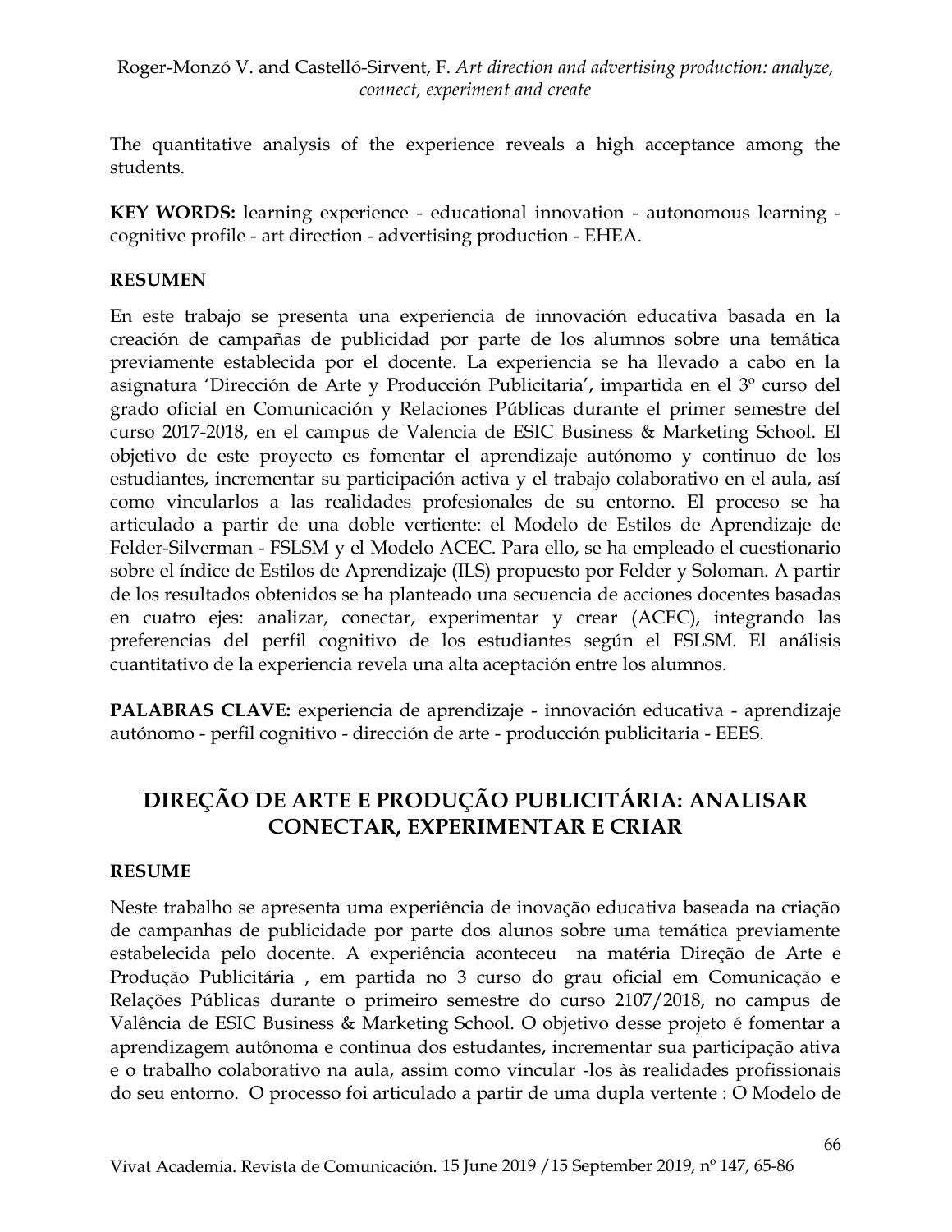The quantitative analysis of the experience reveals a high acceptance among the students.

**KEY WORDS:** learning experience - educational innovation - autonomous learning - cognitive profile - art direction - advertising production - EHEA.

**RESUMEN**

En este trabajo se presenta una experiencia de innovación educativa basada en la creación de campañas de publicidad por parte de los alumnos sobre una temática previamente establecida por el docente. La experiencia se ha llevado a cabo en la asignatura 'Dirección de Arte y Producción Publicitaria', impartida en el 3º curso del grado oficial en Comunicación y Relaciones Públicas durante el primer semestre del curso 2017-2018, en el campus de Valencia de ESIC Business & Marketing School. El objetivo de este proyecto es fomentar el aprendizaje autónomo y continuo de los estudiantes, incrementar su participación activa y el trabajo colaborativo en el aula, así como vincularlos a las realidades profesionales de su entorno. El proceso se ha articulado a partir de una doble vertiente: el Modelo de Estilos de Aprendizaje de Felder-Silverman - FSLSM y el Modelo ACEC. Para ello, se ha empleado el cuestionario sobre el índice de Estilos de Aprendizaje (ILS) propuesto por Felder y Soloman. A partir de los resultados obtenidos se ha planteado una secuencia de acciones docentes basadas en cuatro ejes: analizar, conectar, experimentar y crear (ACEC), integrando las preferencias del perfil cognitivo de los estudiantes según el FSLSM. El análisis cuantitativo de la experiencia revela una alta aceptación entre los alumnos.

**PALABRAS CLAVE:** experiencia de aprendizaje - innovación educativa - aprendizaje autónomo - perfil cognitivo - dirección de arte - producción publicitaria - EEES.

## DIREÇÃO DE ARTE E PRODUÇÃO PUBLICITÁRIA: ANALISAR CONECTAR, EXPERIMENTAR E CRIAR

**RESUME**

Neste trabalho se apresenta uma experiência de inovação educativa baseada na criação de campanhas de publicidade por parte dos alunos sobre uma temática previamente estabelecida pelo docente. A experiência aconteceu na matéria Direção de Arte e Produção Publicitária , em partida no 3 curso do grau oficial em Comunicação e Relações Públicas durante o primeiro semestre do curso 2107/2018, no campus de Valência de ESIC Business & Marketing School. O objetivo desse projeto é fomentar a aprendizagem autônoma e continua dos estudantes, incrementar sua participação ativa e o trabalho colaborativo na aula, assim como vincular -los às realidades profissionais do seu entorno. O processo foi articulado a partir de uma dupla vertente : O Modelo de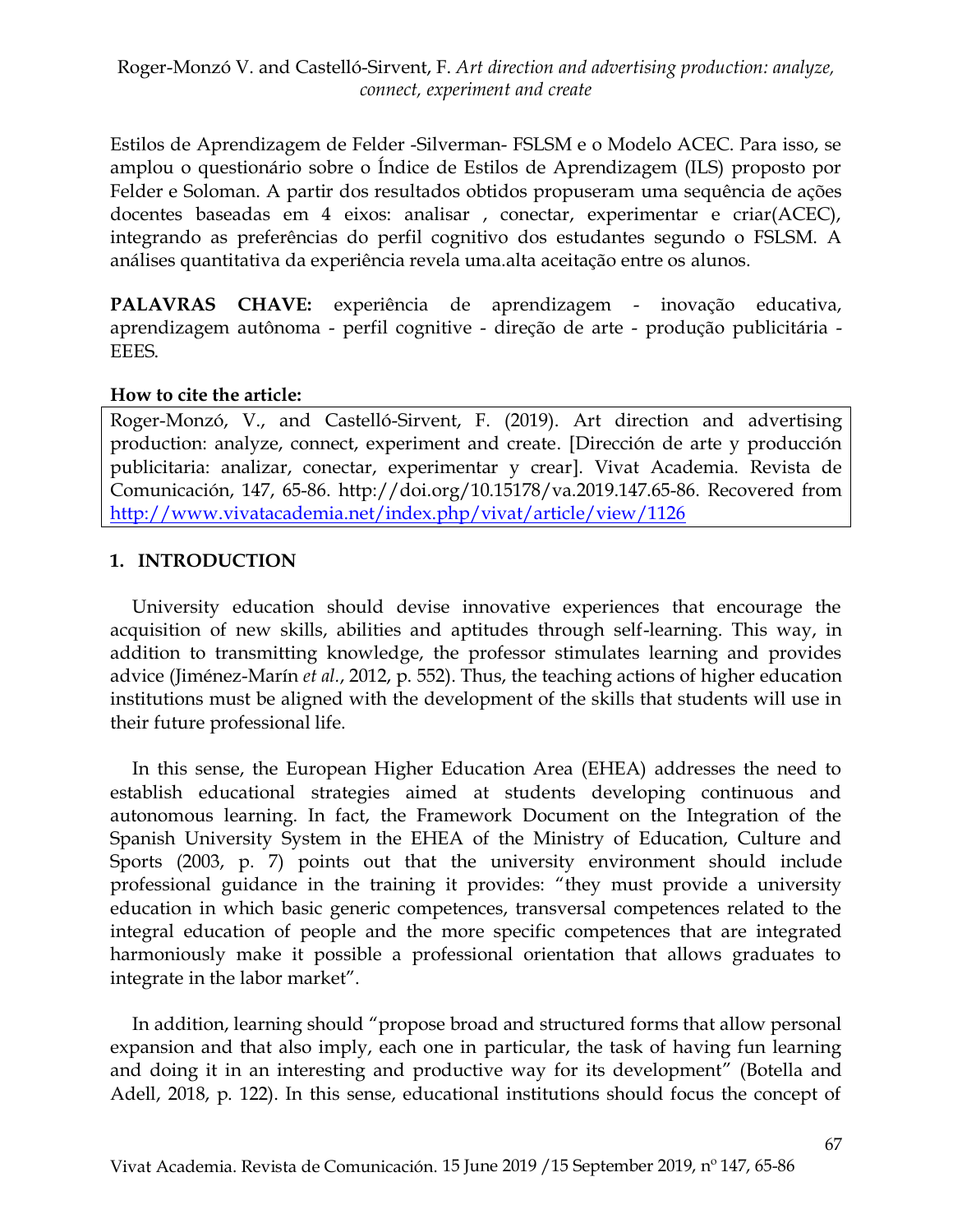Estilos de Aprendizagem de Felder -Silverman- FSLSM e o Modelo ACEC. Para isso, se amplou o questionário sobre o Índice de Estilos de Aprendizagem (ILS) proposto por Felder e Soloman. A partir dos resultados obtidos propuseram uma sequência de ações docentes baseadas em 4 eixos: analisar , conectar, experimentar e criar(ACEC), integrando as preferências do perfil cognitivo dos estudantes segundo o FSLSM. A análises quantitativa da experiência revela uma.alta aceitação entre os alunos.

**PALAVRAS CHAVE:** experiência de aprendizagem - inovação educativa, aprendizagem autônoma - perfil cognitive - direção de arte - produção publicitária - EEES.

**How to cite the article:**

Roger-Monzó, V., and Castelló-Sirvent, F. (2019). Art direction and advertising production: analyze, connect, experiment and create. [Dirección de arte y producción publicitaria: analizar, conectar, experimentar y crear]. Vivat Academia. Revista de Comunicación, 147, 65-86. http://doi.org/10.15178/va.2019.147.65-86. Recovered from http://www.vivatacademia.net/index.php/vivat/article/view/1126

## 1. INTRODUCTION

University education should devise innovative experiences that encourage the acquisition of new skills, abilities and aptitudes through self-learning. This way, in addition to transmitting knowledge, the professor stimulates learning and provides advice (Jiménez-Marín *et al.*, 2012, p. 552). Thus, the teaching actions of higher education institutions must be aligned with the development of the skills that students will use in their future professional life.

In this sense, the European Higher Education Area (EHEA) addresses the need to establish educational strategies aimed at students developing continuous and autonomous learning. In fact, the Framework Document on the Integration of the Spanish University System in the EHEA of the Ministry of Education, Culture and Sports (2003, p. 7) points out that the university environment should include professional guidance in the training it provides: "they must provide a university education in which basic generic competences, transversal competences related to the integral education of people and the more specific competences that are integrated harmoniously make it possible a professional orientation that allows graduates to integrate in the labor market".

In addition, learning should "propose broad and structured forms that allow personal expansion and that also imply, each one in particular, the task of having fun learning and doing it in an interesting and productive way for its development" (Botella and Adell, 2018, p. 122). In this sense, educational institutions should focus the concept of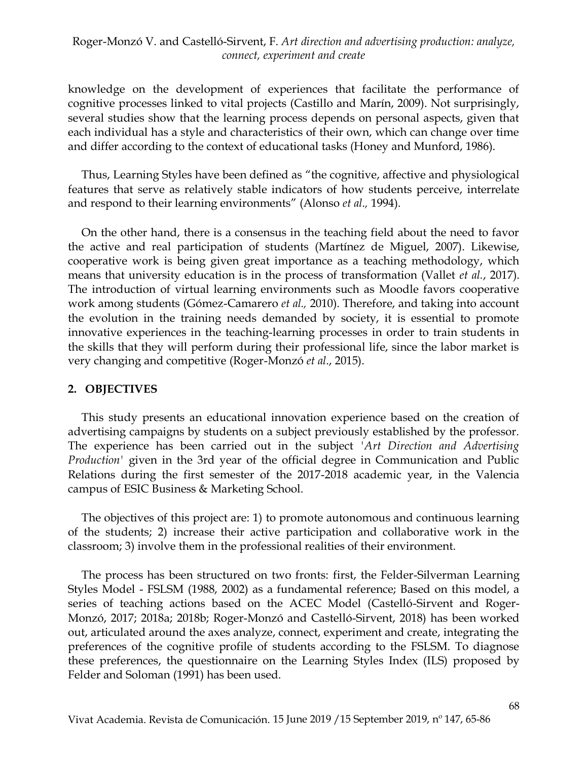knowledge on the development of experiences that facilitate the performance of cognitive processes linked to vital projects (Castillo and Marín, 2009). Not surprisingly, several studies show that the learning process depends on personal aspects, given that each individual has a style and characteristics of their own, which can change over time and differ according to the context of educational tasks (Honey and Munford, 1986).

Thus, Learning Styles have been defined as "the cognitive, affective and physiological features that serve as relatively stable indicators of how students perceive, interrelate and respond to their learning environments" (Alonso *et al.,* 1994).

On the other hand, there is a consensus in the teaching field about the need to favor the active and real participation of students (Martínez de Miguel, 2007). Likewise, cooperative work is being given great importance as a teaching methodology, which means that university education is in the process of transformation (Vallet *et al.*, 2017). The introduction of virtual learning environments such as Moodle favors cooperative work among students (Gómez-Camarero *et al.,* 2010). Therefore, and taking into account the evolution in the training needs demanded by society, it is essential to promote innovative experiences in the teaching-learning processes in order to train students in the skills that they will perform during their professional life, since the labor market is very changing and competitive (Roger-Monzó *et al*., 2015).

## 2. OBJECTIVES

This study presents an educational innovation experience based on the creation of advertising campaigns by students on a subject previously established by the professor. The experience has been carried out in the subject *'Art Direction and Advertising Production'* given in the 3rd year of the official degree in Communication and Public Relations during the first semester of the 2017-2018 academic year, in the Valencia campus of ESIC Business & Marketing School.

The objectives of this project are: 1) to promote autonomous and continuous learning of the students; 2) increase their active participation and collaborative work in the classroom; 3) involve them in the professional realities of their environment.

The process has been structured on two fronts: first, the Felder-Silverman Learning Styles Model - FSLSM (1988, 2002) as a fundamental reference; Based on this model, a series of teaching actions based on the ACEC Model (Castelló-Sirvent and Roger-Monzó, 2017; 2018a; 2018b; Roger-Monzó and Castelló-Sirvent, 2018) has been worked out, articulated around the axes analyze, connect, experiment and create, integrating the preferences of the cognitive profile of students according to the FSLSM. To diagnose these preferences, the questionnaire on the Learning Styles Index (ILS) proposed by Felder and Soloman (1991) has been used.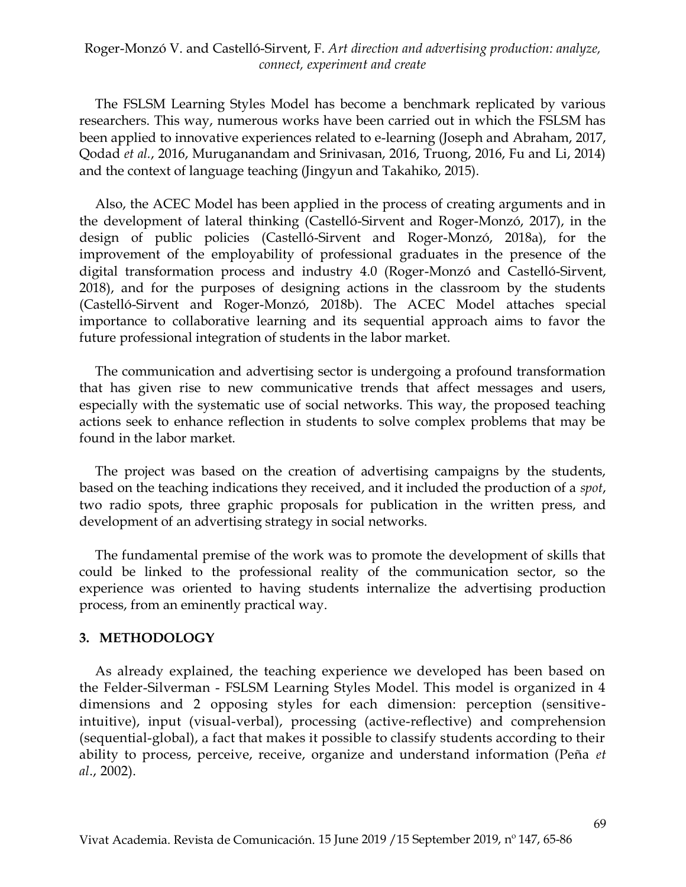The FSLSM Learning Styles Model has become a benchmark replicated by various researchers. This way, numerous works have been carried out in which the FSLSM has been applied to innovative experiences related to e-learning (Joseph and Abraham, 2017, Qodad *et al.*, 2016, Muruganandam and Srinivasan, 2016, Truong, 2016, Fu and Li, 2014) and the context of language teaching (Jingyun and Takahiko, 2015).

Also, the ACEC Model has been applied in the process of creating arguments and in the development of lateral thinking (Castelló-Sirvent and Roger-Monzó, 2017), in the design of public policies (Castelló-Sirvent and Roger-Monzó, 2018a), for the improvement of the employability of professional graduates in the presence of the digital transformation process and industry 4.0 (Roger-Monzó and Castelló-Sirvent, 2018), and for the purposes of designing actions in the classroom by the students (Castelló-Sirvent and Roger-Monzó, 2018b). The ACEC Model attaches special importance to collaborative learning and its sequential approach aims to favor the future professional integration of students in the labor market.

The communication and advertising sector is undergoing a profound transformation that has given rise to new communicative trends that affect messages and users, especially with the systematic use of social networks. This way, the proposed teaching actions seek to enhance reflection in students to solve complex problems that may be found in the labor market.

The project was based on the creation of advertising campaigns by the students, based on the teaching indications they received, and it included the production of a *spot*, two radio spots, three graphic proposals for publication in the written press, and development of an advertising strategy in social networks.

The fundamental premise of the work was to promote the development of skills that could be linked to the professional reality of the communication sector, so the experience was oriented to having students internalize the advertising production process, from an eminently practical way.

## 3. METHODOLOGY

As already explained, the teaching experience we developed has been based on the Felder-Silverman - FSLSM Learning Styles Model. This model is organized in 4 dimensions and 2 opposing styles for each dimension: perception (sensitive-intuitive), input (visual-verbal), processing (active-reflective) and comprehension (sequential-global), a fact that makes it possible to classify students according to their ability to process, perceive, receive, organize and understand information (Peña *et al.*, 2002).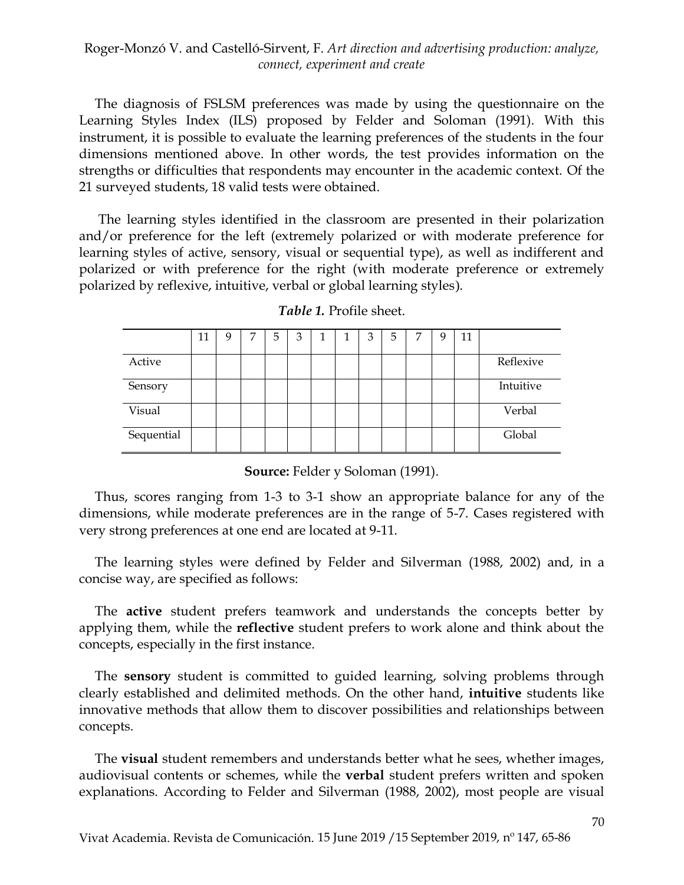The diagnosis of FSLSM preferences was made by using the questionnaire on the Learning Styles Index (ILS) proposed by Felder and Soloman (1991). With this instrument, it is possible to evaluate the learning preferences of the students in the four dimensions mentioned above. In other words, the test provides information on the strengths or difficulties that respondents may encounter in the academic context. Of the 21 surveyed students, 18 valid tests were obtained.

The learning styles identified in the classroom are presented in their polarization and/or preference for the left (extremely polarized or with moderate preference for learning styles of active, sensory, visual or sequential type), as well as indifferent and polarized or with preference for the right (with moderate preference or extremely polarized by reflexive, intuitive, verbal or global learning styles).

***Table 1.*** Profile sheet.

| | 11 | 9 | 7 | 5 | 3 | 1 | 1 | 3 | 5 | 7 | 9 | 11 | |
|---|---|---|---|---|---|---|---|---|---|---|---|---|---|
| Active | | | | | | | | | | | | | Reflexive |
| Sensory | | | | | | | | | | | | | Intuitive |
| Visual | | | | | | | | | | | | | Verbal |
| Sequential | | | | | | | | | | | | | Global |

**Source:** Felder y Soloman (1991).

Thus, scores ranging from 1-3 to 3-1 show an appropriate balance for any of the dimensions, while moderate preferences are in the range of 5-7. Cases registered with very strong preferences at one end are located at 9-11.

The learning styles were defined by Felder and Silverman (1988, 2002) and, in a concise way, are specified as follows:

The **active** student prefers teamwork and understands the concepts better by applying them, while the **reflective** student prefers to work alone and think about the concepts, especially in the first instance.

The **sensory** student is committed to guided learning, solving problems through clearly established and delimited methods. On the other hand, **intuitive** students like innovative methods that allow them to discover possibilities and relationships between concepts.

The **visual** student remembers and understands better what he sees, whether images, audiovisual contents or schemes, while the **verbal** student prefers written and spoken explanations. According to Felder and Silverman (1988, 2002), most people are visual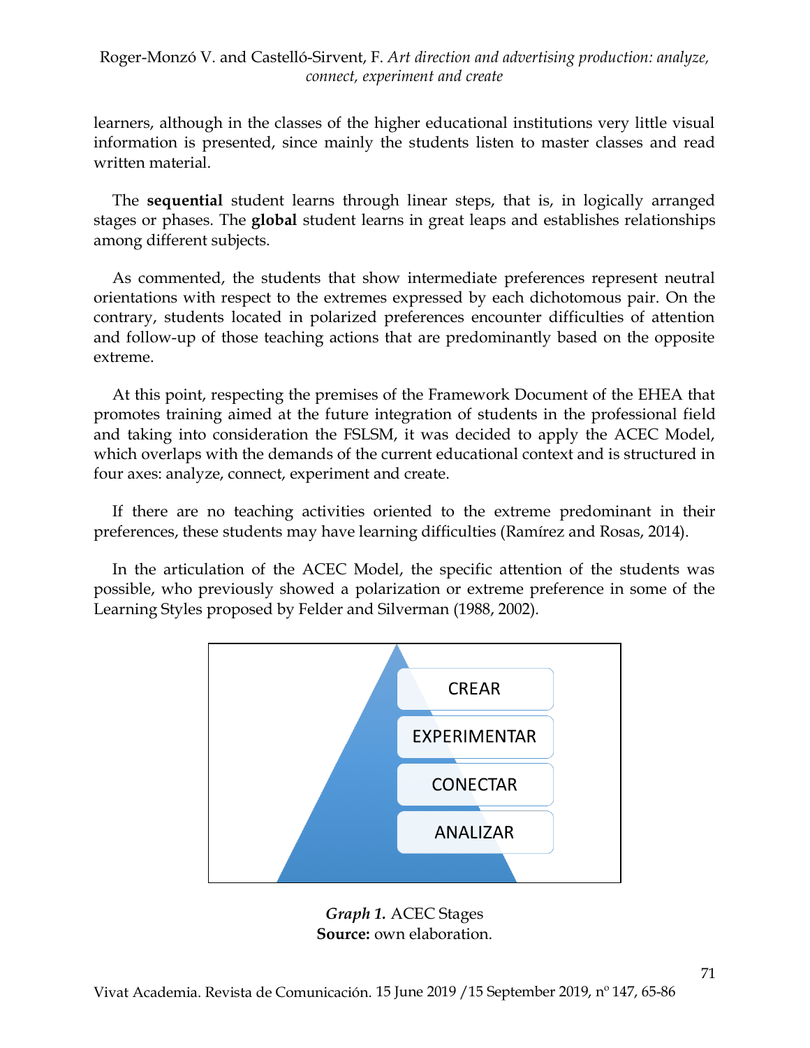learners, although in the classes of the higher educational institutions very little visual information is presented, since mainly the students listen to master classes and read written material.

The **sequential** student learns through linear steps, that is, in logically arranged stages or phases. The **global** student learns in great leaps and establishes relationships among different subjects.

As commented, the students that show intermediate preferences represent neutral orientations with respect to the extremes expressed by each dichotomous pair. On the contrary, students located in polarized preferences encounter difficulties of attention and follow-up of those teaching actions that are predominantly based on the opposite extreme.

At this point, respecting the premises of the Framework Document of the EHEA that promotes training aimed at the future integration of students in the professional field and taking into consideration the FSLSM, it was decided to apply the ACEC Model, which overlaps with the demands of the current educational context and is structured in four axes: analyze, connect, experiment and create.

If there are no teaching activities oriented to the extreme predominant in their preferences, these students may have learning difficulties (Ramírez and Rosas, 2014).

In the articulation of the ACEC Model, the specific attention of the students was possible, who previously showed a polarization or extreme preference in some of the Learning Styles proposed by Felder and Silverman (1988, 2002).

CREAR

EXPERIMENTAR

CONECTAR

ANALIZAR

***Graph 1.*** ACEC Stages
**Source:** own elaboration.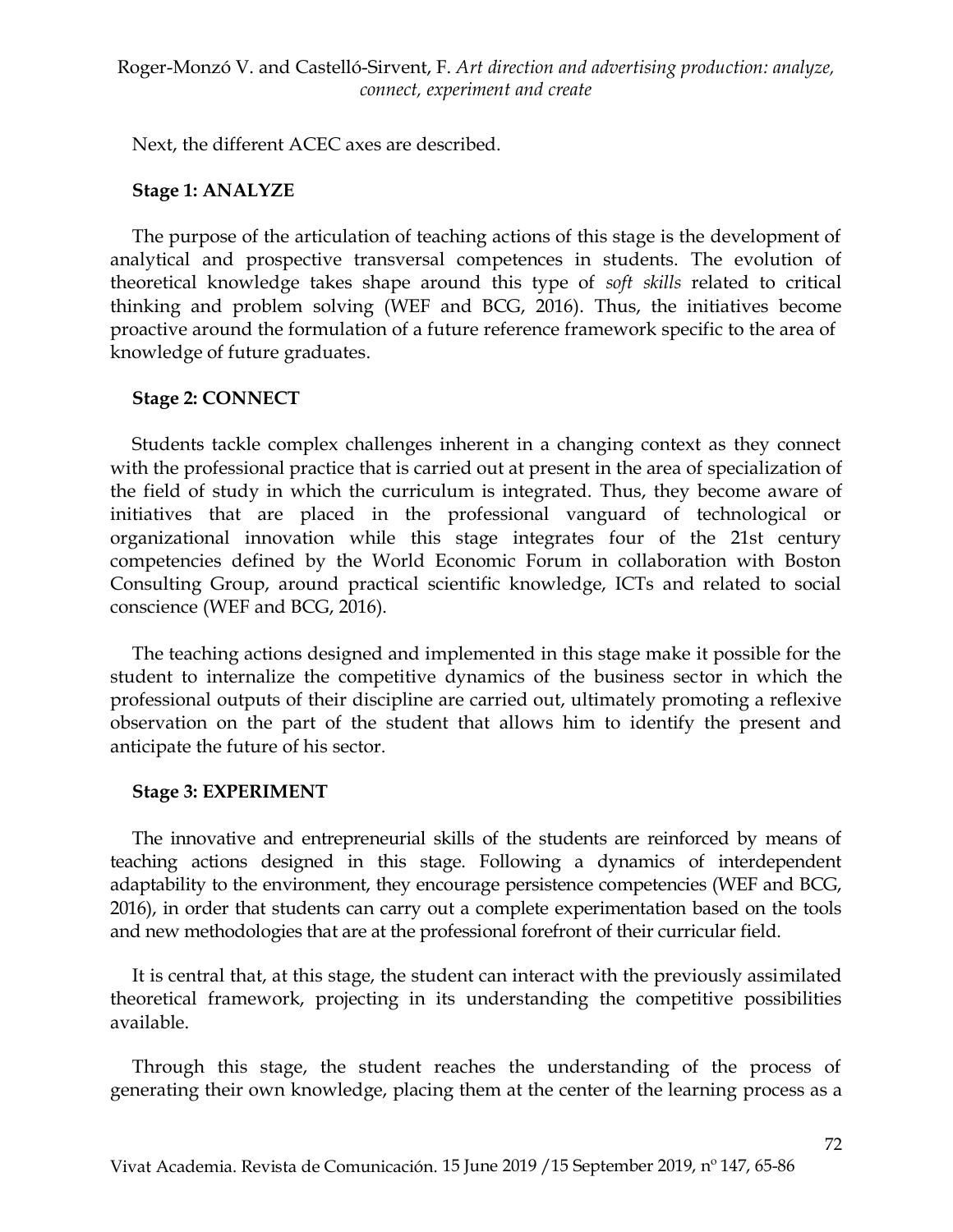Next, the different ACEC axes are described.

**Stage 1: ANALYZE**

The purpose of the articulation of teaching actions of this stage is the development of analytical and prospective transversal competences in students. The evolution of theoretical knowledge takes shape around this type of *soft skills* related to critical thinking and problem solving (WEF and BCG, 2016). Thus, the initiatives become proactive around the formulation of a future reference framework specific to the area of knowledge of future graduates.

**Stage 2: CONNECT**

Students tackle complex challenges inherent in a changing context as they connect with the professional practice that is carried out at present in the area of specialization of the field of study in which the curriculum is integrated. Thus, they become aware of initiatives that are placed in the professional vanguard of technological or organizational innovation while this stage integrates four of the 21st century competencies defined by the World Economic Forum in collaboration with Boston Consulting Group, around practical scientific knowledge, ICTs and related to social conscience (WEF and BCG, 2016).

The teaching actions designed and implemented in this stage make it possible for the student to internalize the competitive dynamics of the business sector in which the professional outputs of their discipline are carried out, ultimately promoting a reflexive observation on the part of the student that allows him to identify the present and anticipate the future of his sector.

**Stage 3: EXPERIMENT**

The innovative and entrepreneurial skills of the students are reinforced by means of teaching actions designed in this stage. Following a dynamics of interdependent adaptability to the environment, they encourage persistence competencies (WEF and BCG, 2016), in order that students can carry out a complete experimentation based on the tools and new methodologies that are at the professional forefront of their curricular field.

It is central that, at this stage, the student can interact with the previously assimilated theoretical framework, projecting in its understanding the competitive possibilities available.

Through this stage, the student reaches the understanding of the process of generating their own knowledge, placing them at the center of the learning process as a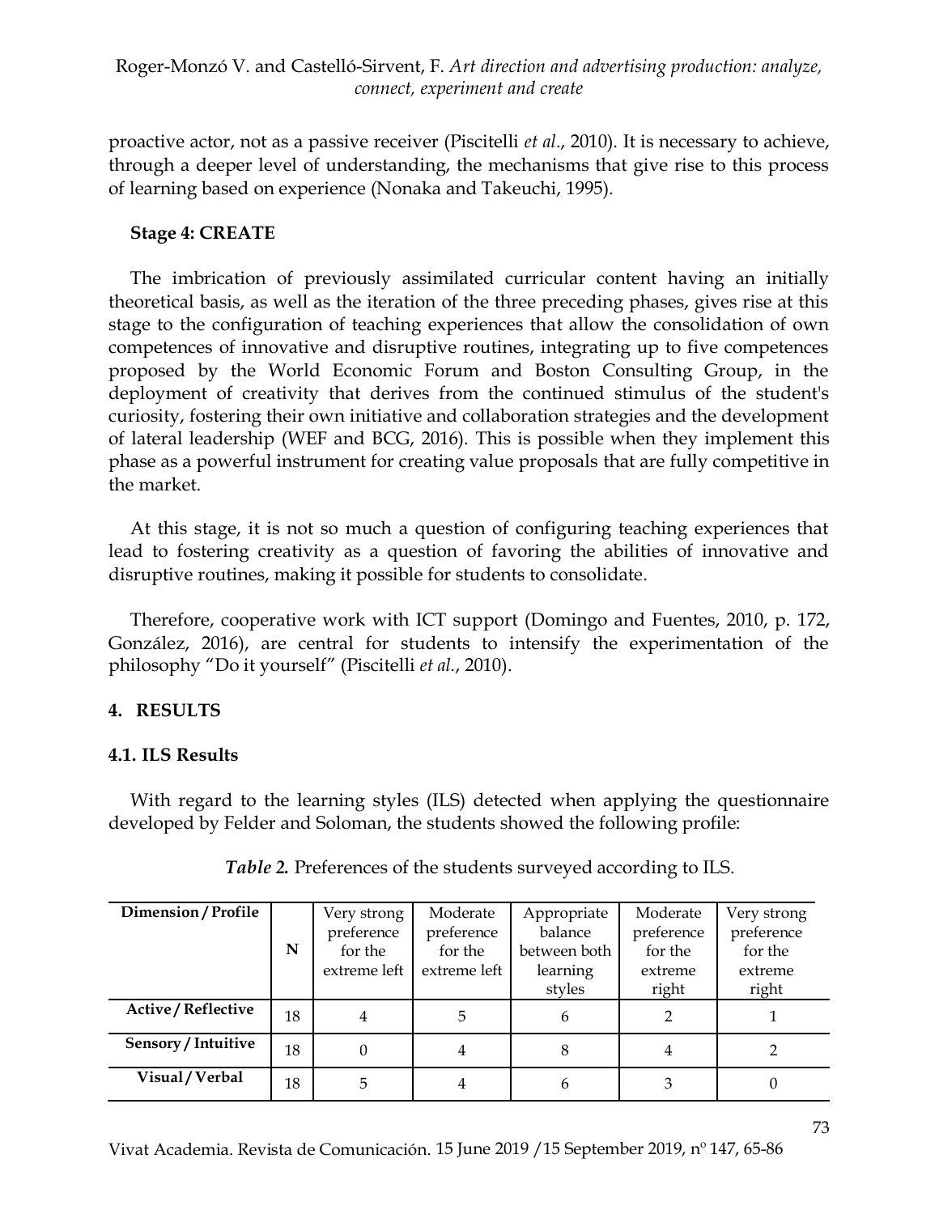proactive actor, not as a passive receiver (Piscitelli *et al*., 2010). It is necessary to achieve, through a deeper level of understanding, the mechanisms that give rise to this process of learning based on experience (Nonaka and Takeuchi, 1995).

**Stage 4: CREATE**

The imbrication of previously assimilated curricular content having an initially theoretical basis, as well as the iteration of the three preceding phases, gives rise at this stage to the configuration of teaching experiences that allow the consolidation of own competences of innovative and disruptive routines, integrating up to five competences proposed by the World Economic Forum and Boston Consulting Group, in the deployment of creativity that derives from the continued stimulus of the student's curiosity, fostering their own initiative and collaboration strategies and the development of lateral leadership (WEF and BCG, 2016). This is possible when they implement this phase as a powerful instrument for creating value proposals that are fully competitive in the market.

At this stage, it is not so much a question of configuring teaching experiences that lead to fostering creativity as a question of favoring the abilities of innovative and disruptive routines, making it possible for students to consolidate.

Therefore, cooperative work with ICT support (Domingo and Fuentes, 2010, p. 172, González, 2016), are central for students to intensify the experimentation of the philosophy "Do it yourself" (Piscitelli *et al.*, 2010).

## 4. RESULTS

### 4.1. ILS Results

With regard to the learning styles (ILS) detected when applying the questionnaire developed by Felder and Soloman, the students showed the following profile:

***Table 2.*** Preferences of the students surveyed according to ILS.

| Dimension / Profile | N | Very strong preference for the extreme left | Moderate preference for the extreme left | Appropriate balance between both learning styles | Moderate preference for the extreme right | Very strong preference for the extreme right |
|---|---|---|---|---|---|---|
| **Active / Reflective** | 18 | 4 | 5 | 6 | 2 | 1 |
| **Sensory / Intuitive** | 18 | 0 | 4 | 8 | 4 | 2 |
| **Visual / Verbal** | 18 | 5 | 4 | 6 | 3 | 0 |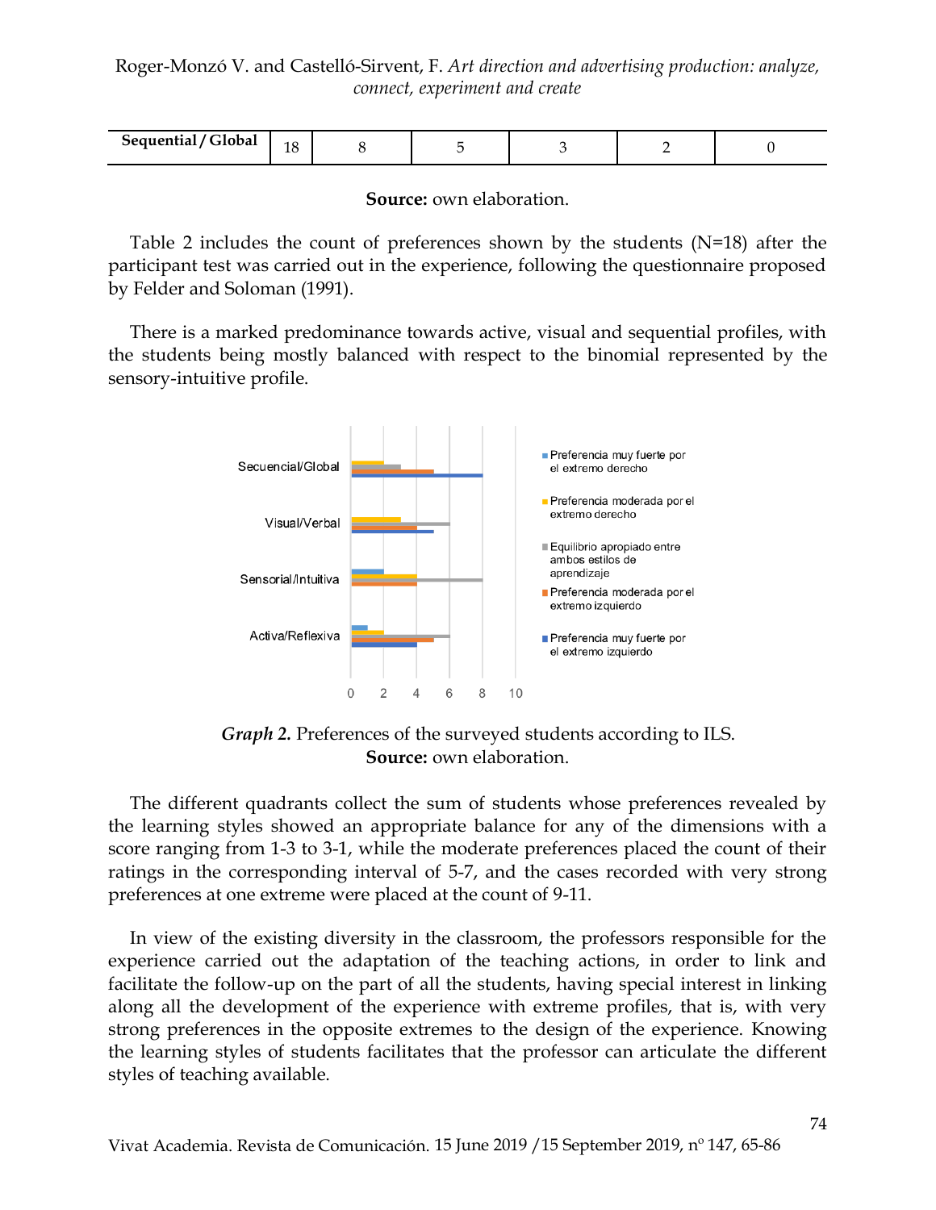| Sequential / Global | 18 | 8 | 5 | 3 | 2 | 0 |
|---|---|---|---|---|---|---|

**Source:** own elaboration.

Table 2 includes the count of preferences shown by the students (N=18) after the participant test was carried out in the experience, following the questionnaire proposed by Felder and Soloman (1991).

There is a marked predominance towards active, visual and sequential profiles, with the students being mostly balanced with respect to the binomial represented by the sensory-intuitive profile.

***Graph 2.*** Preferences of the surveyed students according to ILS.
**Source:** own elaboration.

The different quadrants collect the sum of students whose preferences revealed by the learning styles showed an appropriate balance for any of the dimensions with a score ranging from 1-3 to 3-1, while the moderate preferences placed the count of their ratings in the corresponding interval of 5-7, and the cases recorded with very strong preferences at one extreme were placed at the count of 9-11.

In view of the existing diversity in the classroom, the professors responsible for the experience carried out the adaptation of the teaching actions, in order to link and facilitate the follow-up on the part of all the students, having special interest in linking along all the development of the experience with extreme profiles, that is, with very strong preferences in the opposite extremes to the design of the experience. Knowing the learning styles of students facilitates that the professor can articulate the different styles of teaching available.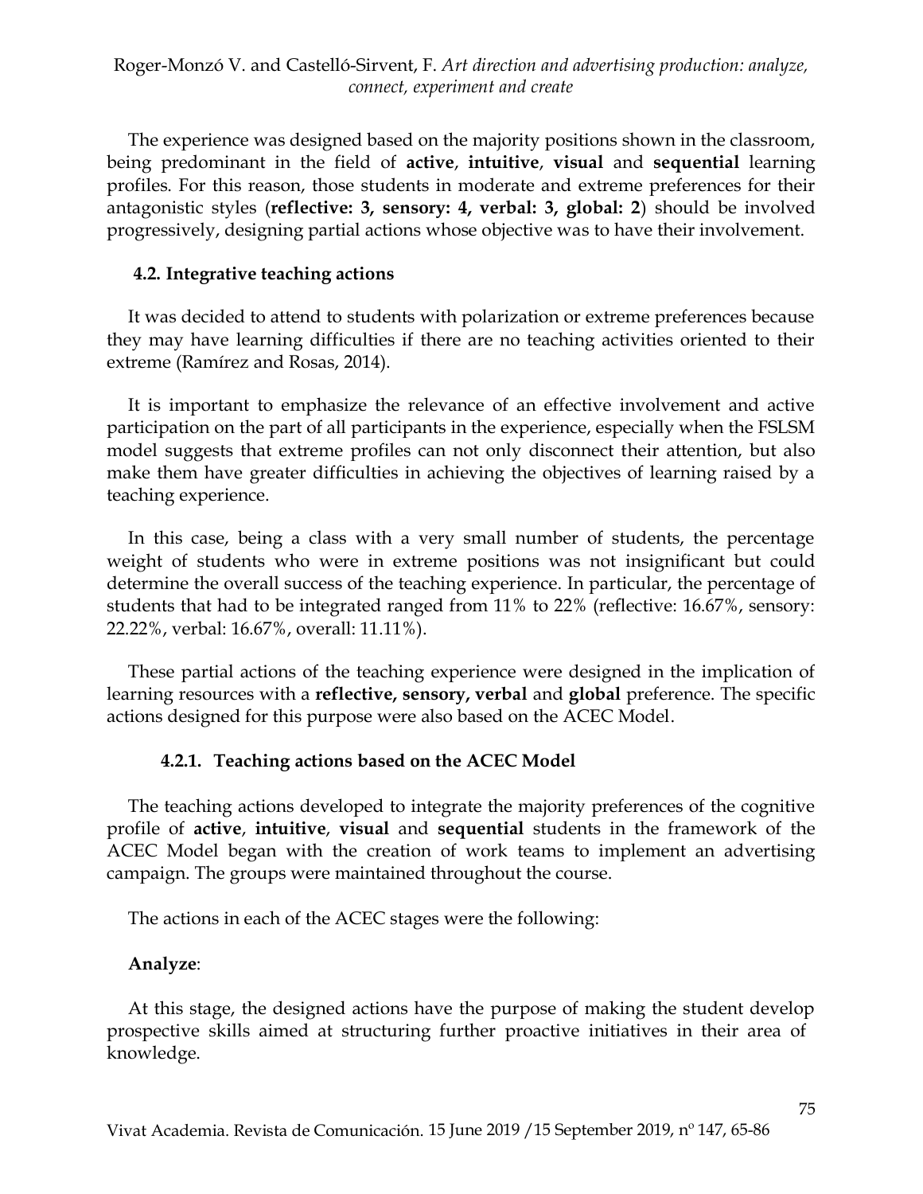The experience was designed based on the majority positions shown in the classroom, being predominant in the field of **active**, **intuitive**, **visual** and **sequential** learning profiles. For this reason, those students in moderate and extreme preferences for their antagonistic styles (**reflective: 3, sensory: 4, verbal: 3, global: 2**) should be involved progressively, designing partial actions whose objective was to have their involvement.

### 4.2. Integrative teaching actions

It was decided to attend to students with polarization or extreme preferences because they may have learning difficulties if there are no teaching activities oriented to their extreme (Ramírez and Rosas, 2014).

It is important to emphasize the relevance of an effective involvement and active participation on the part of all participants in the experience, especially when the FSLSM model suggests that extreme profiles can not only disconnect their attention, but also make them have greater difficulties in achieving the objectives of learning raised by a teaching experience.

In this case, being a class with a very small number of students, the percentage weight of students who were in extreme positions was not insignificant but could determine the overall success of the teaching experience. In particular, the percentage of students that had to be integrated ranged from 11% to 22% (reflective: 16.67%, sensory: 22.22%, verbal: 16.67%, overall: 11.11%).

These partial actions of the teaching experience were designed in the implication of learning resources with a **reflective, sensory, verbal** and **global** preference. The specific actions designed for this purpose were also based on the ACEC Model.

#### 4.2.1. Teaching actions based on the ACEC Model

The teaching actions developed to integrate the majority preferences of the cognitive profile of **active**, **intuitive**, **visual** and **sequential** students in the framework of the ACEC Model began with the creation of work teams to implement an advertising campaign. The groups were maintained throughout the course.

The actions in each of the ACEC stages were the following:

**Analyze**:

At this stage, the designed actions have the purpose of making the student develop prospective skills aimed at structuring further proactive initiatives in their area of knowledge.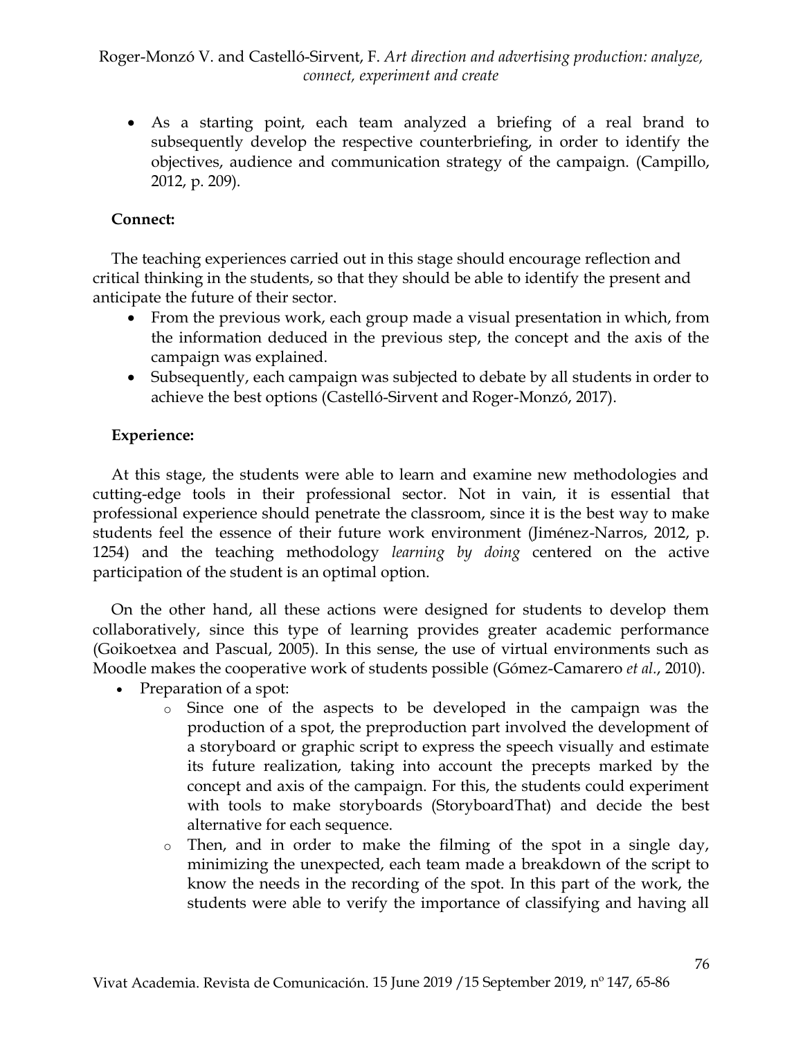- As a starting point, each team analyzed a briefing of a real brand to subsequently develop the respective counterbriefing, in order to identify the objectives, audience and communication strategy of the campaign. (Campillo, 2012, p. 209).

**Connect:**

The teaching experiences carried out in this stage should encourage reflection and critical thinking in the students, so that they should be able to identify the present and anticipate the future of their sector.

- From the previous work, each group made a visual presentation in which, from the information deduced in the previous step, the concept and the axis of the campaign was explained.
- Subsequently, each campaign was subjected to debate by all students in order to achieve the best options (Castelló-Sirvent and Roger-Monzó, 2017).

**Experience:**

At this stage, the students were able to learn and examine new methodologies and cutting-edge tools in their professional sector. Not in vain, it is essential that professional experience should penetrate the classroom, since it is the best way to make students feel the essence of their future work environment (Jiménez-Narros, 2012, p. 1254) and the teaching methodology *learning by doing* centered on the active participation of the student is an optimal option.

On the other hand, all these actions were designed for students to develop them collaboratively, since this type of learning provides greater academic performance (Goikoetxea and Pascual, 2005). In this sense, the use of virtual environments such as Moodle makes the cooperative work of students possible (Gómez-Camarero *et al.*, 2010).

- Preparation of a spot:
  - Since one of the aspects to be developed in the campaign was the production of a spot, the preproduction part involved the development of a storyboard or graphic script to express the speech visually and estimate its future realization, taking into account the precepts marked by the concept and axis of the campaign. For this, the students could experiment with tools to make storyboards (StoryboardThat) and decide the best alternative for each sequence.
  - Then, and in order to make the filming of the spot in a single day, minimizing the unexpected, each team made a breakdown of the script to know the needs in the recording of the spot. In this part of the work, the students were able to verify the importance of classifying and having all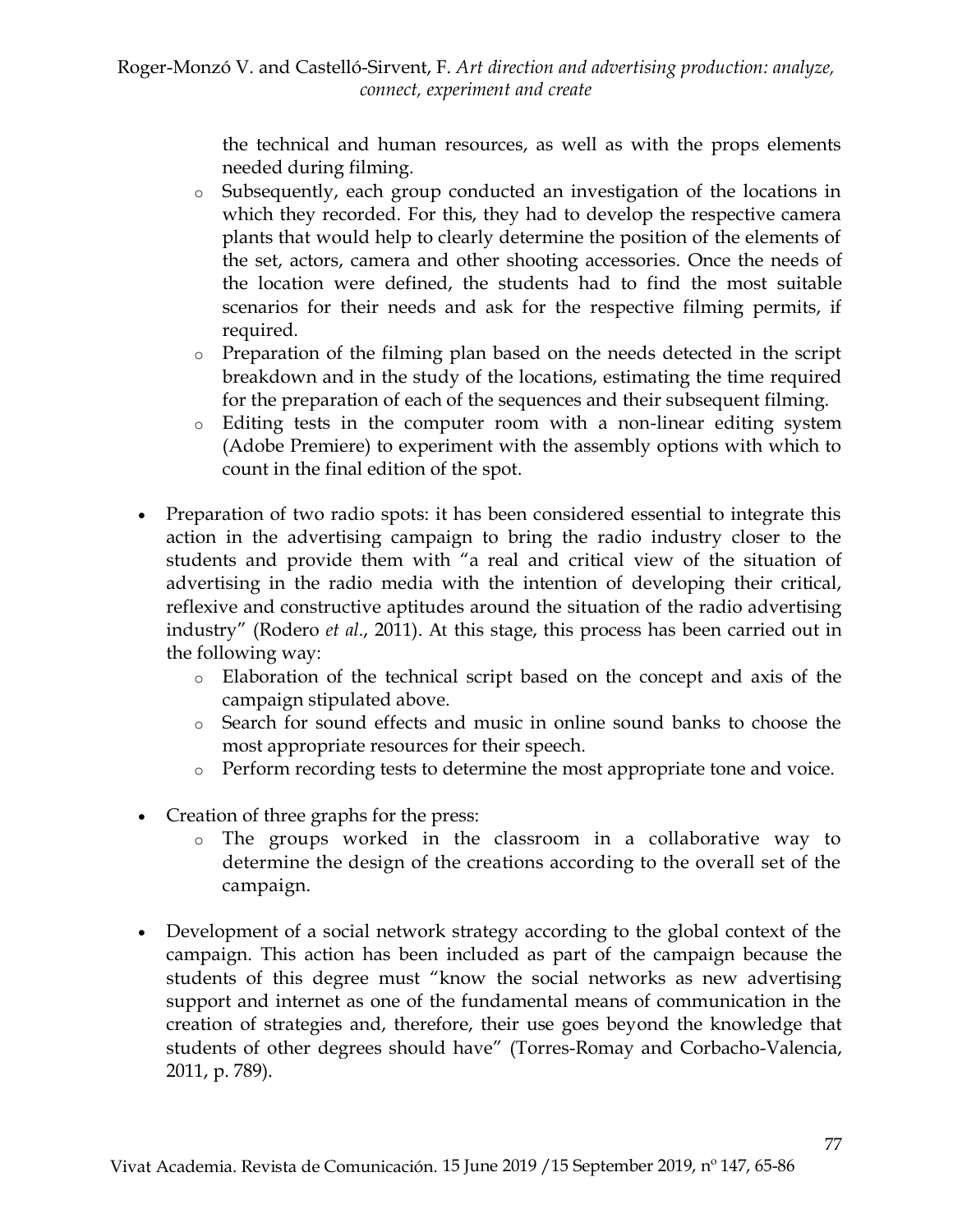the technical and human resources, as well as with the props elements needed during filming.
    - Subsequently, each group conducted an investigation of the locations in which they recorded. For this, they had to develop the respective camera plants that would help to clearly determine the position of the elements of the set, actors, camera and other shooting accessories. Once the needs of the location were defined, the students had to find the most suitable scenarios for their needs and ask for the respective filming permits, if required.
    - Preparation of the filming plan based on the needs detected in the script breakdown and in the study of the locations, estimating the time required for the preparation of each of the sequences and their subsequent filming.
    - Editing tests in the computer room with a non-linear editing system (Adobe Premiere) to experiment with the assembly options with which to count in the final edition of the spot.

- Preparation of two radio spots: it has been considered essential to integrate this action in the advertising campaign to bring the radio industry closer to the students and provide them with "a real and critical view of the situation of advertising in the radio media with the intention of developing their critical, reflexive and constructive aptitudes around the situation of the radio advertising industry" (Rodero *et al.*, 2011). At this stage, this process has been carried out in the following way:
    - Elaboration of the technical script based on the concept and axis of the campaign stipulated above.
    - Search for sound effects and music in online sound banks to choose the most appropriate resources for their speech.
    - Perform recording tests to determine the most appropriate tone and voice.

- Creation of three graphs for the press:
    - The groups worked in the classroom in a collaborative way to determine the design of the creations according to the overall set of the campaign.

- Development of a social network strategy according to the global context of the campaign. This action has been included as part of the campaign because the students of this degree must "know the social networks as new advertising support and internet as one of the fundamental means of communication in the creation of strategies and, therefore, their use goes beyond the knowledge that students of other degrees should have" (Torres-Romay and Corbacho-Valencia, 2011, p. 789).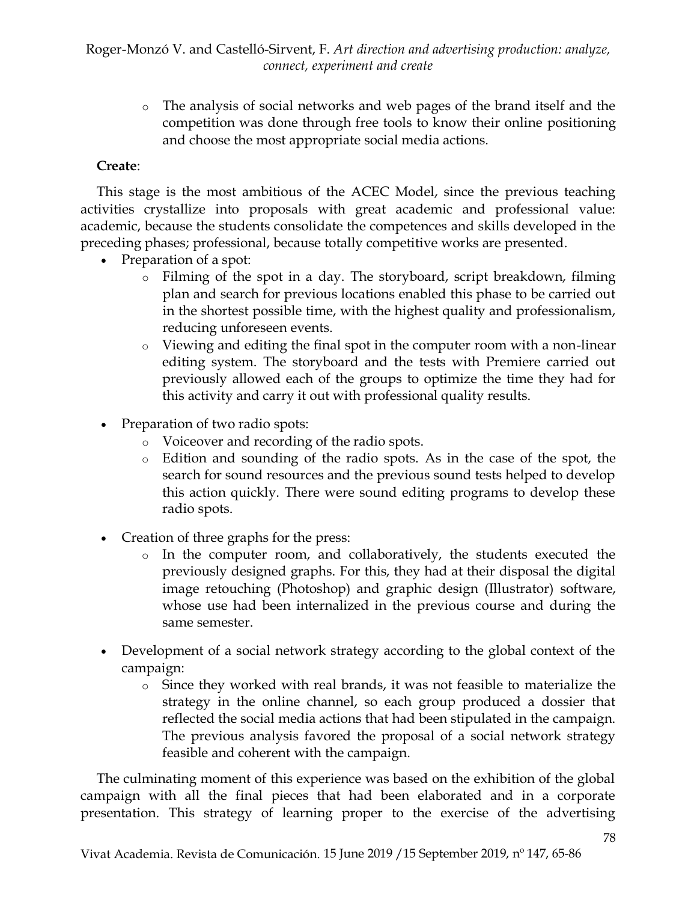- The analysis of social networks and web pages of the brand itself and the competition was done through free tools to know their online positioning and choose the most appropriate social media actions.

**Create**:

This stage is the most ambitious of the ACEC Model, since the previous teaching activities crystallize into proposals with great academic and professional value: academic, because the students consolidate the competences and skills developed in the preceding phases; professional, because totally competitive works are presented.

- Preparation of a spot:
  - Filming of the spot in a day. The storyboard, script breakdown, filming plan and search for previous locations enabled this phase to be carried out in the shortest possible time, with the highest quality and professionalism, reducing unforeseen events.
  - Viewing and editing the final spot in the computer room with a non-linear editing system. The storyboard and the tests with Premiere carried out previously allowed each of the groups to optimize the time they had for this activity and carry it out with professional quality results.
- Preparation of two radio spots:
  - Voiceover and recording of the radio spots.
  - Edition and sounding of the radio spots. As in the case of the spot, the search for sound resources and the previous sound tests helped to develop this action quickly. There were sound editing programs to develop these radio spots.
- Creation of three graphs for the press:
  - In the computer room, and collaboratively, the students executed the previously designed graphs. For this, they had at their disposal the digital image retouching (Photoshop) and graphic design (Illustrator) software, whose use had been internalized in the previous course and during the same semester.
- Development of a social network strategy according to the global context of the campaign:
  - Since they worked with real brands, it was not feasible to materialize the strategy in the online channel, so each group produced a dossier that reflected the social media actions that had been stipulated in the campaign. The previous analysis favored the proposal of a social network strategy feasible and coherent with the campaign.

The culminating moment of this experience was based on the exhibition of the global campaign with all the final pieces that had been elaborated and in a corporate presentation. This strategy of learning proper to the exercise of the advertising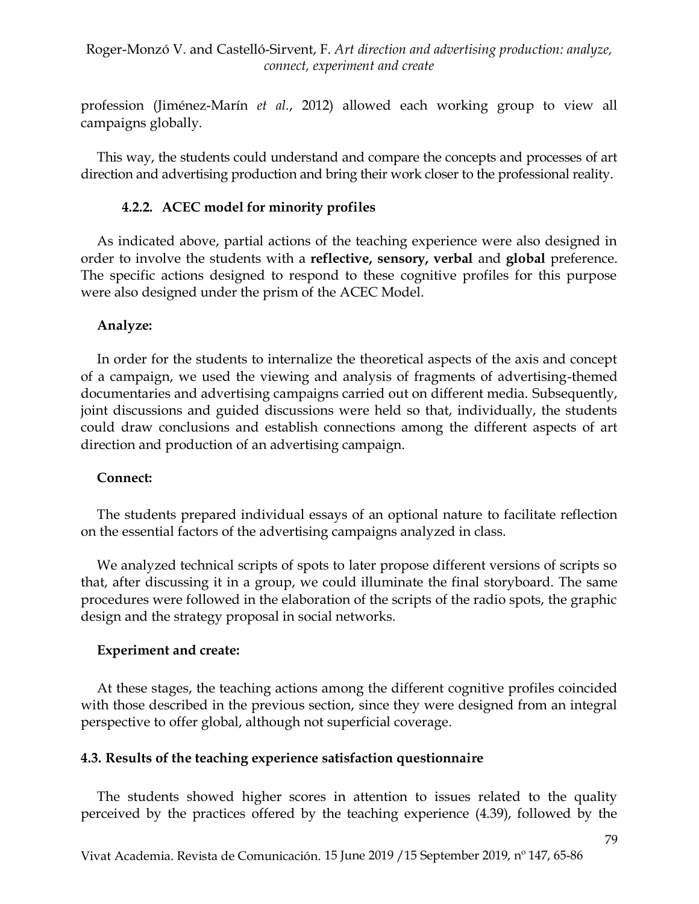profession (Jiménez-Marín *et al.*, 2012) allowed each working group to view all campaigns globally.

This way, the students could understand and compare the concepts and processes of art direction and advertising production and bring their work closer to the professional reality.

#### 4.2.2. ACEC model for minority profiles

As indicated above, partial actions of the teaching experience were also designed in order to involve the students with a **reflective, sensory, verbal** and **global** preference. The specific actions designed to respond to these cognitive profiles for this purpose were also designed under the prism of the ACEC Model.

**Analyze:**

In order for the students to internalize the theoretical aspects of the axis and concept of a campaign, we used the viewing and analysis of fragments of advertising-themed documentaries and advertising campaigns carried out on different media. Subsequently, joint discussions and guided discussions were held so that, individually, the students could draw conclusions and establish connections among the different aspects of art direction and production of an advertising campaign.

**Connect:**

The students prepared individual essays of an optional nature to facilitate reflection on the essential factors of the advertising campaigns analyzed in class.

We analyzed technical scripts of spots to later propose different versions of scripts so that, after discussing it in a group, we could illuminate the final storyboard. The same procedures were followed in the elaboration of the scripts of the radio spots, the graphic design and the strategy proposal in social networks.

**Experiment and create:**

At these stages, the teaching actions among the different cognitive profiles coincided with those described in the previous section, since they were designed from an integral perspective to offer global, although not superficial coverage.

### 4.3. Results of the teaching experience satisfaction questionnaire

The students showed higher scores in attention to issues related to the quality perceived by the practices offered by the teaching experience (4.39), followed by the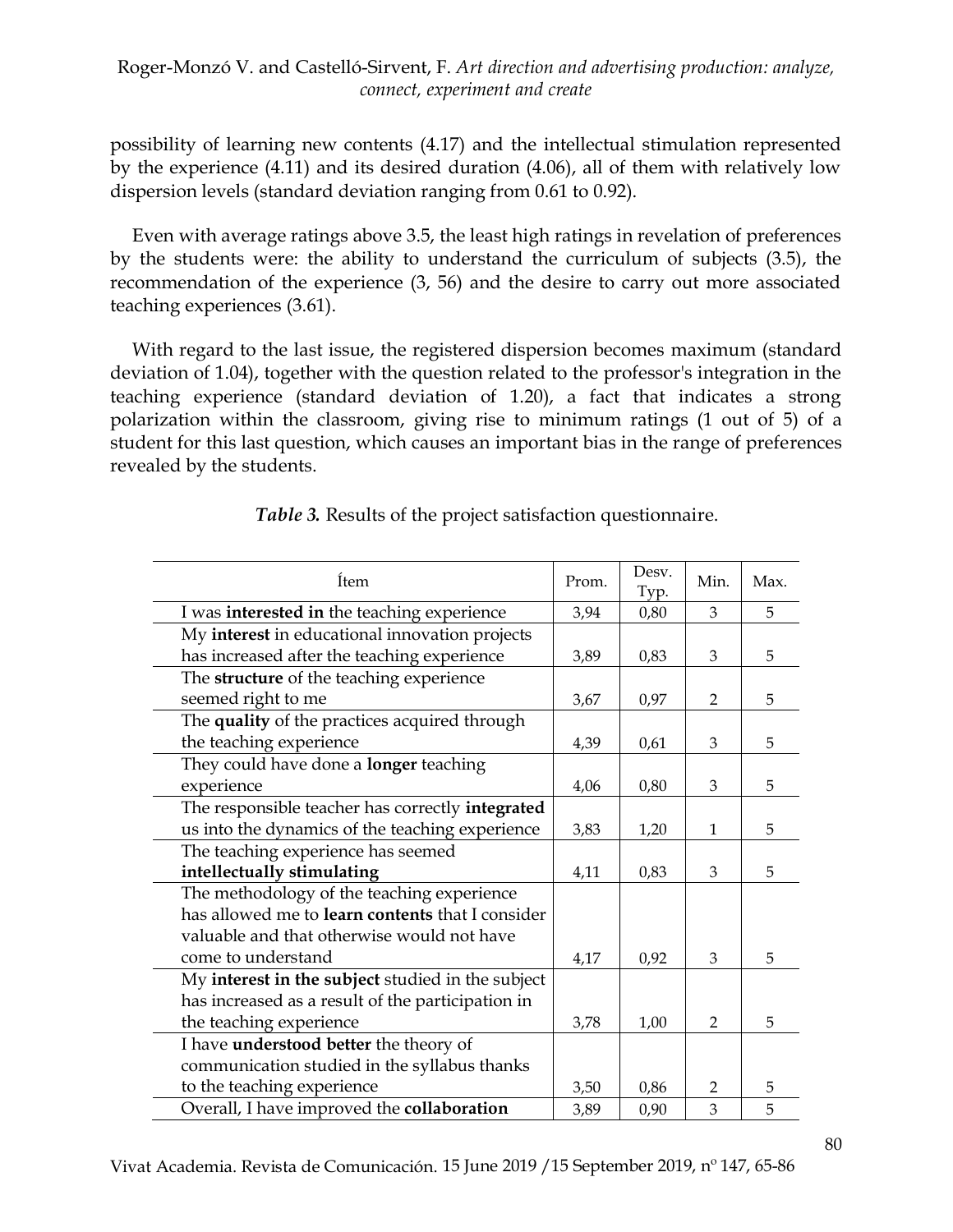possibility of learning new contents (4.17) and the intellectual stimulation represented by the experience (4.11) and its desired duration (4.06), all of them with relatively low dispersion levels (standard deviation ranging from 0.61 to 0.92).

Even with average ratings above 3.5, the least high ratings in revelation of preferences by the students were: the ability to understand the curriculum of subjects (3.5), the recommendation of the experience (3, 56) and the desire to carry out more associated teaching experiences (3.61).

With regard to the last issue, the registered dispersion becomes maximum (standard deviation of 1.04), together with the question related to the professor's integration in the teaching experience (standard deviation of 1.20), a fact that indicates a strong polarization within the classroom, giving rise to minimum ratings (1 out of 5) of a student for this last question, which causes an important bias in the range of preferences revealed by the students.

***Table 3.*** Results of the project satisfaction questionnaire.

| Ítem | Prom. | Desv. Typ. | Min. | Max. |
|---|---|---|---|---|
| I was **interested in** the teaching experience | 3,94 | 0,80 | 3 | 5 |
| My **interest** in educational innovation projects has increased after the teaching experience | 3,89 | 0,83 | 3 | 5 |
| The **structure** of the teaching experience seemed right to me | 3,67 | 0,97 | 2 | 5 |
| The **quality** of the practices acquired through the teaching experience | 4,39 | 0,61 | 3 | 5 |
| They could have done a **longer** teaching experience | 4,06 | 0,80 | 3 | 5 |
| The responsible teacher has correctly **integrated** us into the dynamics of the teaching experience | 3,83 | 1,20 | 1 | 5 |
| The teaching experience has seemed **intellectually stimulating** | 4,11 | 0,83 | 3 | 5 |
| The methodology of the teaching experience has allowed me to **learn contents** that I consider valuable and that otherwise would not have come to understand | 4,17 | 0,92 | 3 | 5 |
| My **interest in the subject** studied in the subject has increased as a result of the participation in the teaching experience | 3,78 | 1,00 | 2 | 5 |
| I have **understood better** the theory of communication studied in the syllabus thanks to the teaching experience | 3,50 | 0,86 | 2 | 5 |
| Overall, I have improved the **collaboration** | 3,89 | 0,90 | 3 | 5 |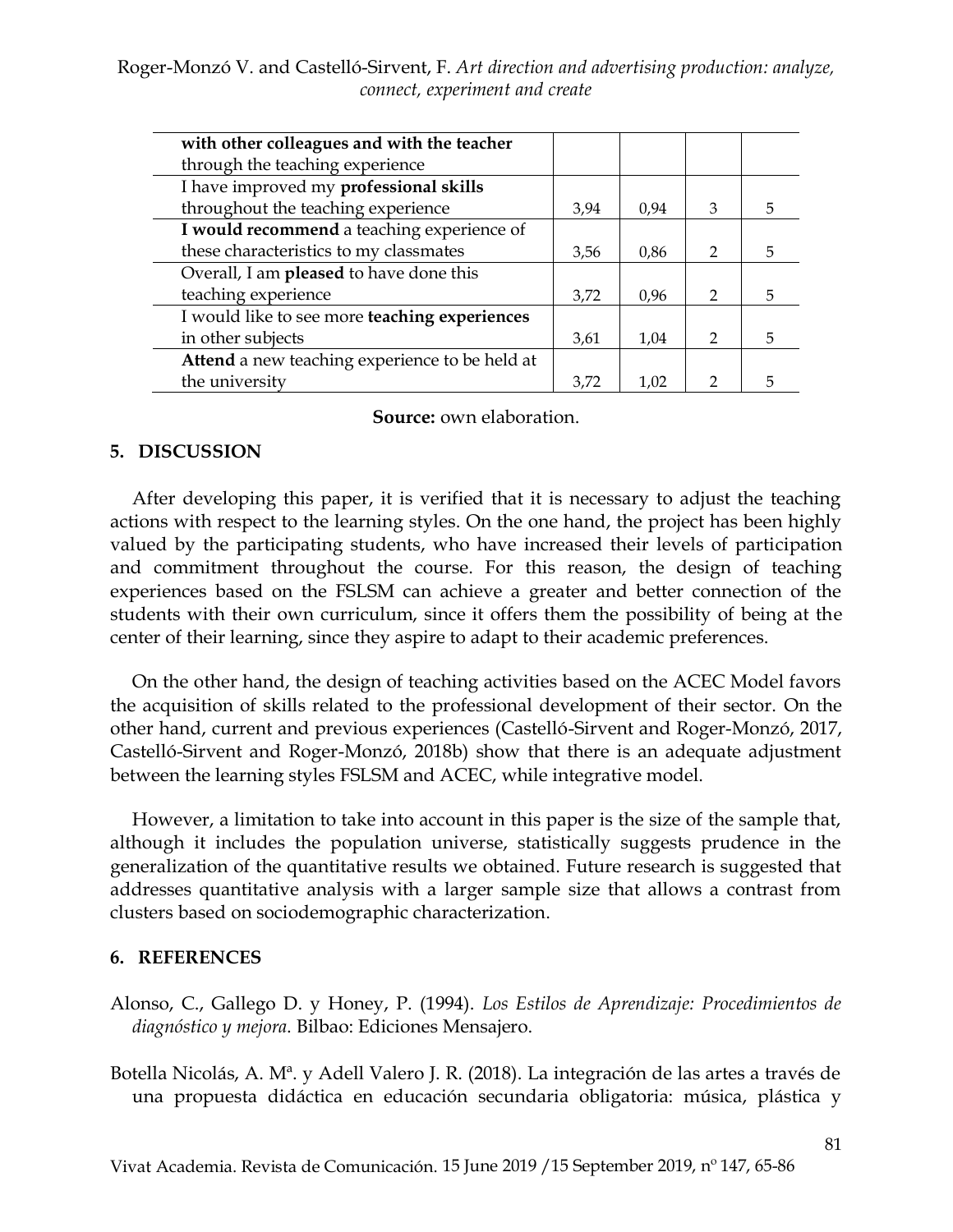| | | | | |
|---|---|---|---|---|
| **with other colleagues and with the teacher** through the teaching experience | | | | |
| I have improved my **professional skills** throughout the teaching experience | 3,94 | 0,94 | 3 | 5 |
| **I would recommend** a teaching experience of these characteristics to my classmates | 3,56 | 0,86 | 2 | 5 |
| Overall, I am **pleased** to have done this teaching experience | 3,72 | 0,96 | 2 | 5 |
| I would like to see more **teaching experiences** in other subjects | 3,61 | 1,04 | 2 | 5 |
| **Attend** a new teaching experience to be held at the university | 3,72 | 1,02 | 2 | 5 |

**Source:** own elaboration.

## 5. DISCUSSION

After developing this paper, it is verified that it is necessary to adjust the teaching actions with respect to the learning styles. On the one hand, the project has been highly valued by the participating students, who have increased their levels of participation and commitment throughout the course. For this reason, the design of teaching experiences based on the FSLSM can achieve a greater and better connection of the students with their own curriculum, since it offers them the possibility of being at the center of their learning, since they aspire to adapt to their academic preferences.

On the other hand, the design of teaching activities based on the ACEC Model favors the acquisition of skills related to the professional development of their sector. On the other hand, current and previous experiences (Castelló-Sirvent and Roger-Monzó, 2017, Castelló-Sirvent and Roger-Monzó, 2018b) show that there is an adequate adjustment between the learning styles FSLSM and ACEC, while integrative model.

However, a limitation to take into account in this paper is the size of the sample that, although it includes the population universe, statistically suggests prudence in the generalization of the quantitative results we obtained. Future research is suggested that addresses quantitative analysis with a larger sample size that allows a contrast from clusters based on sociodemographic characterization.

## 6. REFERENCES

Alonso, C., Gallego D. y Honey, P. (1994). *Los Estilos de Aprendizaje: Procedimientos de diagnóstico y mejora*. Bilbao: Ediciones Mensajero.

Botella Nicolás, A. Mª. y Adell Valero J. R. (2018). La integración de las artes a través de una propuesta didáctica en educación secundaria obligatoria: música, plástica y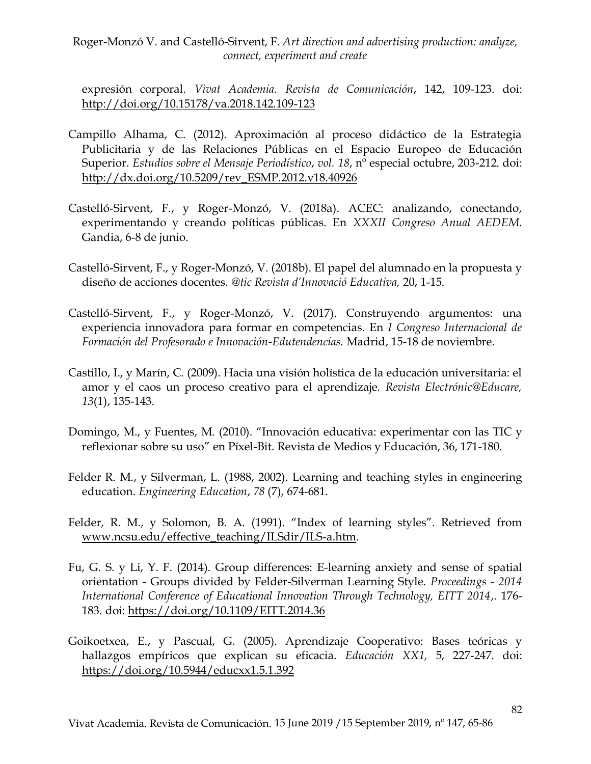expresión corporal. *Vivat Academia. Revista de Comunicación*, 142, 109-123. doi: http://doi.org/10.15178/va.2018.142.109-123

Campillo Alhama, C. (2012). Aproximación al proceso didáctico de la Estrategia Publicitaria y de las Relaciones Públicas en el Espacio Europeo de Educación Superior. *Estudios sobre el Mensaje Periodístico*, *vol. 18*, nº especial octubre, 203-212. doi: http://dx.doi.org/10.5209/rev_ESMP.2012.v18.40926

Castelló-Sirvent, F., y Roger-Monzó, V. (2018a). ACEC: analizando, conectando, experimentando y creando políticas públicas. En *XXXII Congreso Anual AEDEM.* Gandia, 6-8 de junio.

Castelló-Sirvent, F., y Roger-Monzó, V. (2018b). El papel del alumnado en la propuesta y diseño de acciones docentes. *@tic Revista d'Innovació Educativa,* 20, 1-15.

Castelló-Sirvent, F., y Roger-Monzó, V. (2017). Construyendo argumentos: una experiencia innovadora para formar en competencias. En *I Congreso Internacional de Formación del Profesorado e Innovación-Edutendencias.* Madrid, 15-18 de noviembre.

Castillo, I., y Marín, C. (2009). Hacia una visión holística de la educación universitaria: el amor y el caos un proceso creativo para el aprendizaje. *Revista Electrónic@Educare, 13*(1), 135-143.

Domingo, M., y Fuentes, M. (2010). "Innovación educativa: experimentar con las TIC y reflexionar sobre su uso" en Píxel-Bit. Revista de Medios y Educación, 36, 171-180.

Felder R. M., y Silverman, L. (1988, 2002). Learning and teaching styles in engineering education. *Engineering Education*, *78* (7), 674-681.

Felder, R. M., y Solomon, B. A. (1991). "Index of learning styles". Retrieved from www.ncsu.edu/effective_teaching/ILSdir/ILS-a.htm.

Fu, G. S. y Li, Y. F. (2014). Group differences: E-learning anxiety and sense of spatial orientation - Groups divided by Felder-Silverman Learning Style. *Proceedings - 2014 International Conference of Educational Innovation Through Technology, EITT 2014*,. 176-183. doi: https://doi.org/10.1109/EITT.2014.36

Goikoetxea, E., y Pascual, G. (2005). Aprendizaje Cooperativo: Bases teóricas y hallazgos empíricos que explican su eficacia. *Educación XX1,* 5, 227-247. doi: https://doi.org/10.5944/educxx1.5.1.392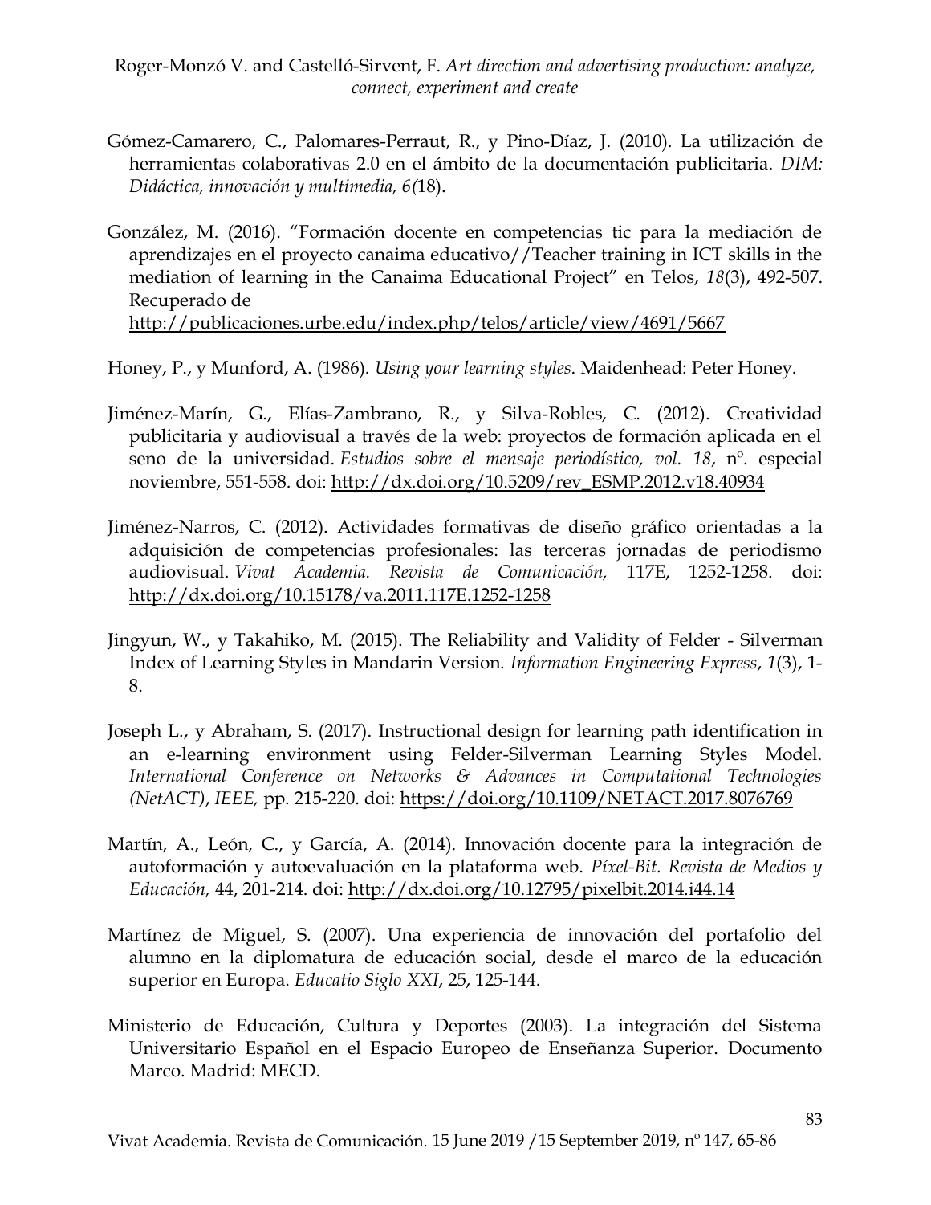Gómez-Camarero, C., Palomares-Perraut, R., y Pino-Díaz, J. (2010). La utilización de herramientas colaborativas 2.0 en el ámbito de la documentación publicitaria. *DIM: Didáctica, innovación y multimedia, 6(*18).

González, M. (2016). "Formación docente en competencias tic para la mediación de aprendizajes en el proyecto canaima educativo//Teacher training in ICT skills in the mediation of learning in the Canaima Educational Project" en Telos, *18*(3), 492-507. Recuperado de http://publicaciones.urbe.edu/index.php/telos/article/view/4691/5667

Honey, P., y Munford, A. (1986). *Using your learning styles*. Maidenhead: Peter Honey.

Jiménez-Marín, G., Elías-Zambrano, R., y Silva-Robles, C. (2012). Creatividad publicitaria y audiovisual a través de la web: proyectos de formación aplicada en el seno de la universidad. *Estudios sobre el mensaje periodístico, vol. 18*, nº. especial noviembre, 551-558. doi: http://dx.doi.org/10.5209/rev_ESMP.2012.v18.40934

Jiménez-Narros, C. (2012). Actividades formativas de diseño gráfico orientadas a la adquisición de competencias profesionales: las terceras jornadas de periodismo audiovisual. *Vivat Academia. Revista de Comunicación,* 117E, 1252-1258. doi: http://dx.doi.org/10.15178/va.2011.117E.1252-1258

Jingyun, W., y Takahiko, M. (2015). The Reliability and Validity of Felder - Silverman Index of Learning Styles in Mandarin Version. *Information Engineering Express*, *1*(3), 1-8.

Joseph L., y Abraham, S. (2017). Instructional design for learning path identification in an e-learning environment using Felder-Silverman Learning Styles Model. *International Conference on Networks & Advances in Computational Technologies (NetACT)*, *IEEE,* pp. 215-220. doi: https://doi.org/10.1109/NETACT.2017.8076769

Martín, A., León, C., y García, A. (2014). Innovación docente para la integración de autoformación y autoevaluación en la plataforma web. *Píxel-Bit. Revista de Medios y Educación,* 44, 201-214. doi: http://dx.doi.org/10.12795/pixelbit.2014.i44.14

Martínez de Miguel, S. (2007). Una experiencia de innovación del portafolio del alumno en la diplomatura de educación social, desde el marco de la educación superior en Europa. *Educatio Siglo XXI*, 25, 125-144.

Ministerio de Educación, Cultura y Deportes (2003). La integración del Sistema Universitario Español en el Espacio Europeo de Enseñanza Superior. Documento Marco. Madrid: MECD.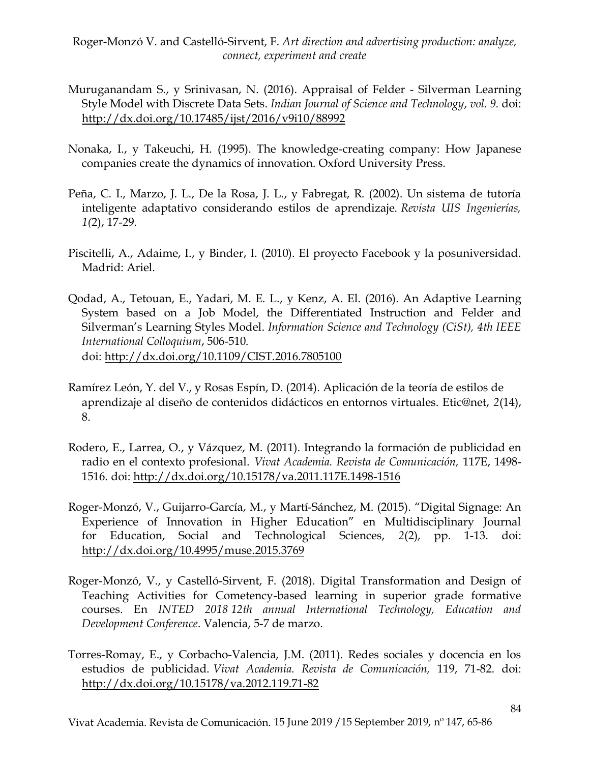Muruganandam S., y Srinivasan, N. (2016). Appraisal of Felder - Silverman Learning Style Model with Discrete Data Sets. *Indian Journal of Science and Technology*, *vol. 9.* doi: http://dx.doi.org/10.17485/ijst/2016/v9i10/88992

Nonaka, I., y Takeuchi, H. (1995). The knowledge-creating company: How Japanese companies create the dynamics of innovation. Oxford University Press.

Peña, C. I., Marzo, J. L., De la Rosa, J. L., y Fabregat, R. (2002). Un sistema de tutoría inteligente adaptativo considerando estilos de aprendizaje. *Revista UIS Ingenierías, 1(*2), 17-29.

Piscitelli, A., Adaime, I., y Binder, I. (2010). El proyecto Facebook y la posuniversidad. Madrid: Ariel.

Qodad, A., Tetouan, E., Yadari, M. E. L., y Kenz, A. El. (2016). An Adaptive Learning System based on a Job Model, the Differentiated Instruction and Felder and Silverman's Learning Styles Model. *Information Science and Technology (CiSt), 4th IEEE International Colloquium*, 506-510.
doi: http://dx.doi.org/10.1109/CIST.2016.7805100

Ramírez León, Y. del V., y Rosas Espín, D. (2014). Aplicación de la teoría de estilos de aprendizaje al diseño de contenidos didácticos en entornos virtuales. Etic@net, *2*(14), 8.

Rodero, E., Larrea, O., y Vázquez, M. (2011). Integrando la formación de publicidad en radio en el contexto profesional. *Vivat Academia. Revista de Comunicación,* 117E, 1498-1516. doi: http://dx.doi.org/10.15178/va.2011.117E.1498-1516

Roger-Monzó, V., Guijarro-García, M., y Martí-Sánchez, M. (2015). "Digital Signage: An Experience of Innovation in Higher Education" en Multidisciplinary Journal for Education, Social and Technological Sciences, *2*(2), pp. 1-13. doi: http://dx.doi.org/10.4995/muse.2015.3769

Roger-Monzó, V., y Castelló-Sirvent, F. (2018). Digital Transformation and Design of Teaching Activities for Cometency-based learning in superior grade formative courses. En *INTED 2018 12th annual International Technology, Education and Development Conference*. Valencia, 5-7 de marzo.

Torres-Romay, E., y Corbacho-Valencia, J.M. (2011). Redes sociales y docencia en los estudios de publicidad. *Vivat Academia. Revista de Comunicación,* 119, 71-82. doi: http://dx.doi.org/10.15178/va.2012.119.71-82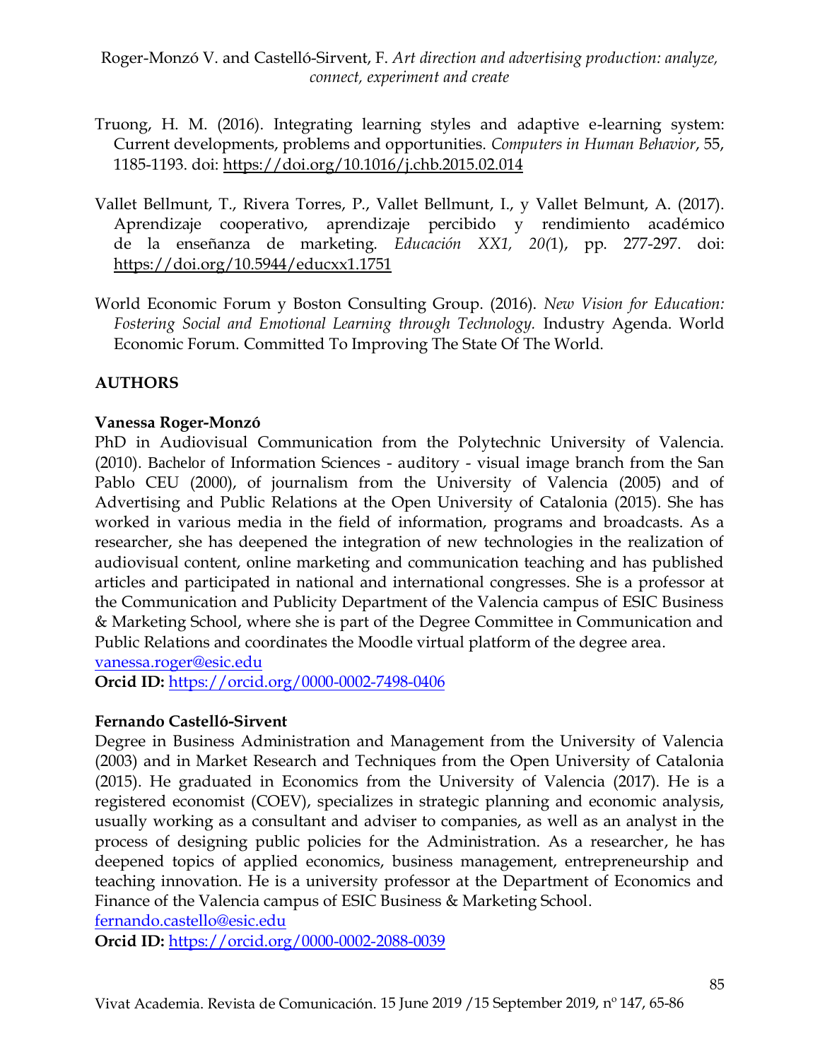Truong, H. M. (2016). Integrating learning styles and adaptive e-learning system: Current developments, problems and opportunities. *Computers in Human Behavior*, 55, 1185-1193. doi: https://doi.org/10.1016/j.chb.2015.02.014

Vallet Bellmunt, T., Rivera Torres, P., Vallet Bellmunt, I., y Vallet Belmunt, A. (2017). Aprendizaje cooperativo, aprendizaje percibido y rendimiento académico de la enseñanza de marketing. *Educación XX1, 20(*1), pp. 277-297. doi: https://doi.org/10.5944/educxx1.1751

World Economic Forum y Boston Consulting Group. (2016). *New Vision for Education: Fostering Social and Emotional Learning through Technology.* Industry Agenda. World Economic Forum. Committed To Improving The State Of The World.

**AUTHORS**

**Vanessa Roger-Monzó**

PhD in Audiovisual Communication from the Polytechnic University of Valencia. (2010). Bachelor of Information Sciences - auditory - visual image branch from the San Pablo CEU (2000), of journalism from the University of Valencia (2005) and of Advertising and Public Relations at the Open University of Catalonia (2015). She has worked in various media in the field of information, programs and broadcasts. As a researcher, she has deepened the integration of new technologies in the realization of audiovisual content, online marketing and communication teaching and has published articles and participated in national and international congresses. She is a professor at the Communication and Publicity Department of the Valencia campus of ESIC Business & Marketing School, where she is part of the Degree Committee in Communication and Public Relations and coordinates the Moodle virtual platform of the degree area.
vanessa.roger@esic.edu
**Orcid ID:** https://orcid.org/0000-0002-7498-0406

**Fernando Castelló-Sirvent**

Degree in Business Administration and Management from the University of Valencia (2003) and in Market Research and Techniques from the Open University of Catalonia (2015). He graduated in Economics from the University of Valencia (2017). He is a registered economist (COEV), specializes in strategic planning and economic analysis, usually working as a consultant and adviser to companies, as well as an analyst in the process of designing public policies for the Administration. As a researcher, he has deepened topics of applied economics, business management, entrepreneurship and teaching innovation. He is a university professor at the Department of Economics and Finance of the Valencia campus of ESIC Business & Marketing School.
fernando.castello@esic.edu
**Orcid ID:** https://orcid.org/0000-0002-2088-0039